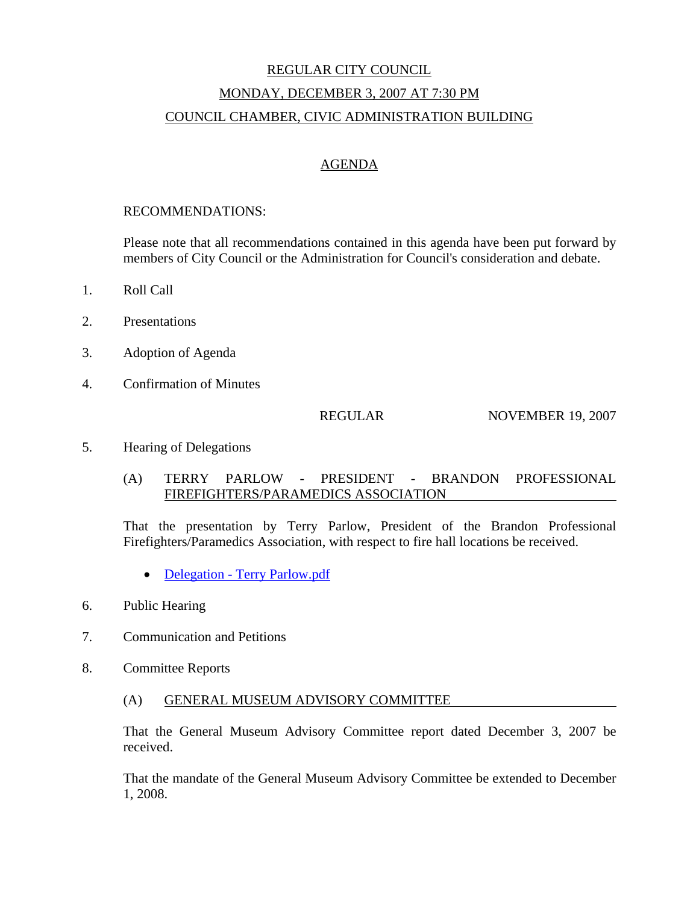# REGULAR CITY COUNCIL

## MONDAY, DECEMBER 3, 2007 AT 7:30 PM

## COUNCIL CHAMBER, CIVIC ADMINISTRATION BUILDING

## AGENDA

RECOMMENDATIONS:

Please note that all recommendations contained in this agenda have been put forward by members of City Council or the Administration for Council's consideration and debate.

1. Roll Call

2. Presentations

3. Adoption of Agenda

4. Confirmation of Minutes

   REGULAR NOVEMBER 19, 2007

5. Hearing of Delegations

   (A) TERRY PARLOW - PRESIDENT - BRANDON PROFESSIONAL FIREFIGHTERS/PARAMEDICS ASSOCIATION

   That the presentation by Terry Parlow, President of the Brandon Professional Firefighters/Paramedics Association, with respect to fire hall locations be received.

   - Delegation - Terry Parlow.pdf

6. Public Hearing

7. Communication and Petitions

8. Committee Reports

   (A) GENERAL MUSEUM ADVISORY COMMITTEE

   That the General Museum Advisory Committee report dated December 3, 2007 be received.

   That the mandate of the General Museum Advisory Committee be extended to December 1, 2008.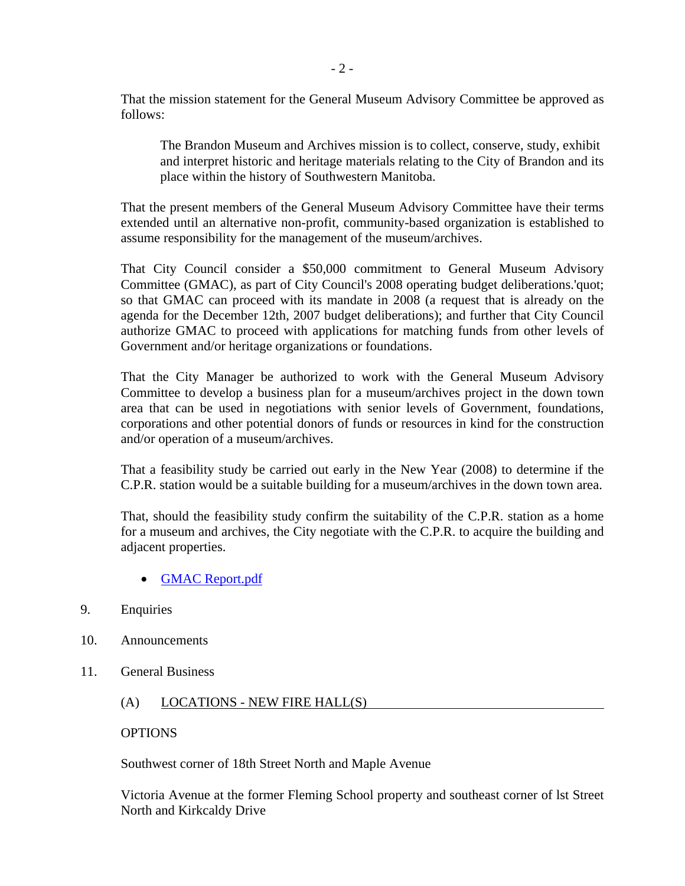That the mission statement for the General Museum Advisory Committee be approved as follows:

> The Brandon Museum and Archives mission is to collect, conserve, study, exhibit and interpret historic and heritage materials relating to the City of Brandon and its place within the history of Southwestern Manitoba.

That the present members of the General Museum Advisory Committee have their terms extended until an alternative non-profit, community-based organization is established to assume responsibility for the management of the museum/archives.

That City Council consider a $50,000 commitment to General Museum Advisory Committee (GMAC), as part of City Council's 2008 operating budget deliberations.'quot; so that GMAC can proceed with its mandate in 2008 (a request that is already on the agenda for the December 12th, 2007 budget deliberations); and further that City Council authorize GMAC to proceed with applications for matching funds from other levels of Government and/or heritage organizations or foundations.

That the City Manager be authorized to work with the General Museum Advisory Committee to develop a business plan for a museum/archives project in the down town area that can be used in negotiations with senior levels of Government, foundations, corporations and other potential donors of funds or resources in kind for the construction and/or operation of a museum/archives.

That a feasibility study be carried out early in the New Year (2008) to determine if the C.P.R. station would be a suitable building for a museum/archives in the down town area.

That, should the feasibility study confirm the suitability of the C.P.R. station as a home for a museum and archives, the City negotiate with the C.P.R. to acquire the building and adjacent properties.

- GMAC Report.pdf

9. Enquiries

10. Announcements

11. General Business

(A) LOCATIONS - NEW FIRE HALL(S)

OPTIONS

Southwest corner of 18th Street North and Maple Avenue

Victoria Avenue at the former Fleming School property and southeast corner of lst Street North and Kirkcaldy Drive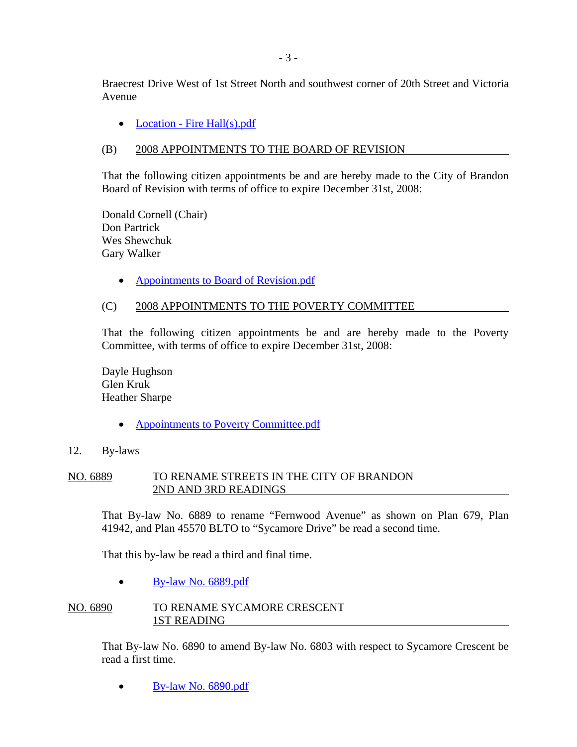Braecrest Drive West of 1st Street North and southwest corner of 20th Street and Victoria Avenue

- Location - Fire Hall(s).pdf

(B) 2008 APPOINTMENTS TO THE BOARD OF REVISION

That the following citizen appointments be and are hereby made to the City of Brandon Board of Revision with terms of office to expire December 31st, 2008:

Donald Cornell (Chair)
Don Partrick
Wes Shewchuk
Gary Walker

- Appointments to Board of Revision.pdf

(C) 2008 APPOINTMENTS TO THE POVERTY COMMITTEE

That the following citizen appointments be and are hereby made to the Poverty Committee, with terms of office to expire December 31st, 2008:

Dayle Hughson
Glen Kruk
Heather Sharpe

- Appointments to Poverty Committee.pdf

12. By-laws

NO. 6889 TO RENAME STREETS IN THE CITY OF BRANDON
2ND AND 3RD READINGS

That By-law No. 6889 to rename "Fernwood Avenue" as shown on Plan 679, Plan 41942, and Plan 45570 BLTO to "Sycamore Drive" be read a second time.

That this by-law be read a third and final time.

- By-law No. 6889.pdf

NO. 6890 TO RENAME SYCAMORE CRESCENT
1ST READING

That By-law No. 6890 to amend By-law No. 6803 with respect to Sycamore Crescent be read a first time.

- By-law No. 6890.pdf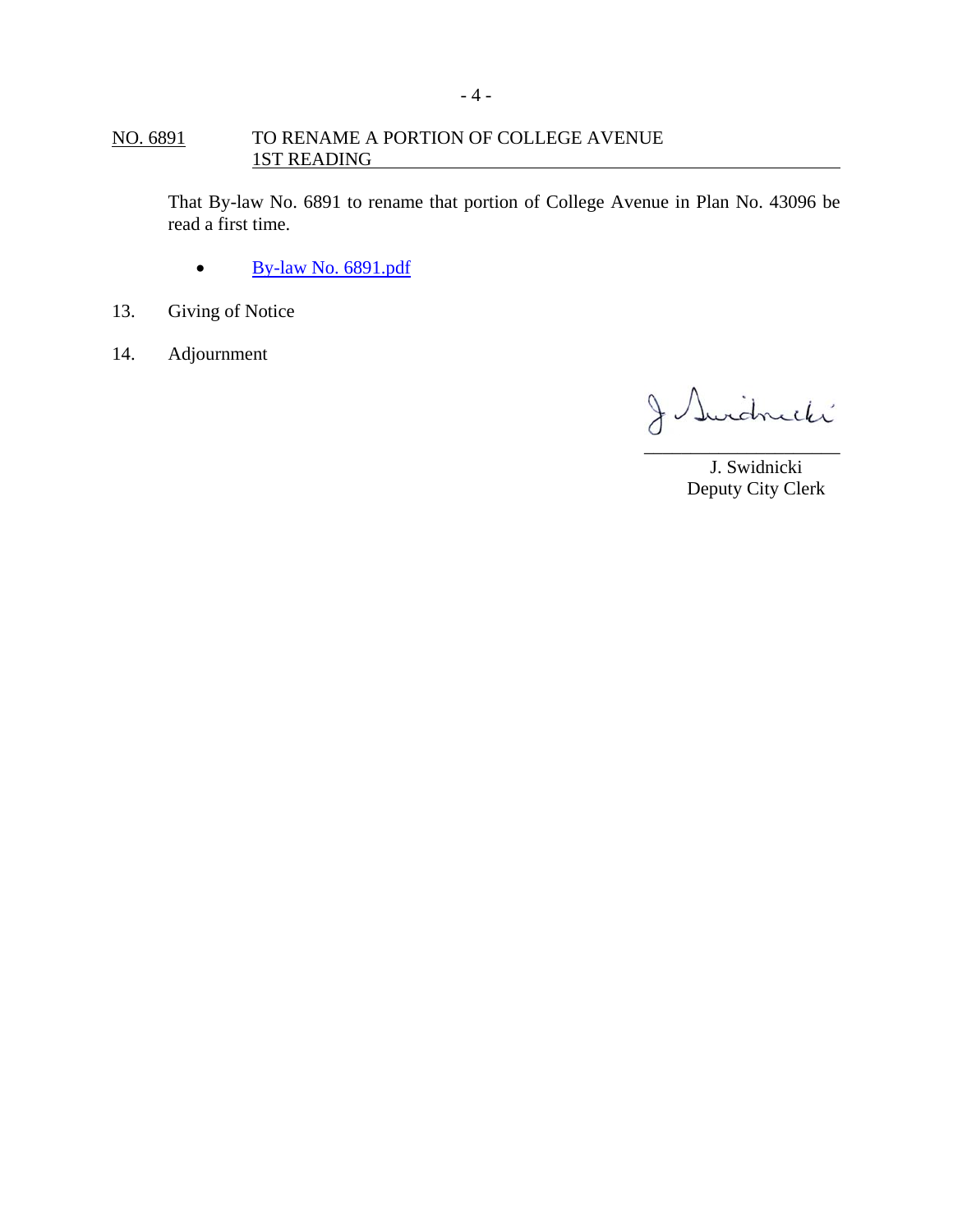NO. 6891 TO RENAME A PORTION OF COLLEGE AVENUE 1ST READING

That By-law No. 6891 to rename that portion of College Avenue in Plan No. 43096 be read a first time.

- By-law No. 6891.pdf

13. Giving of Notice

14. Adjournment

J. Swidnicki
Deputy City Clerk